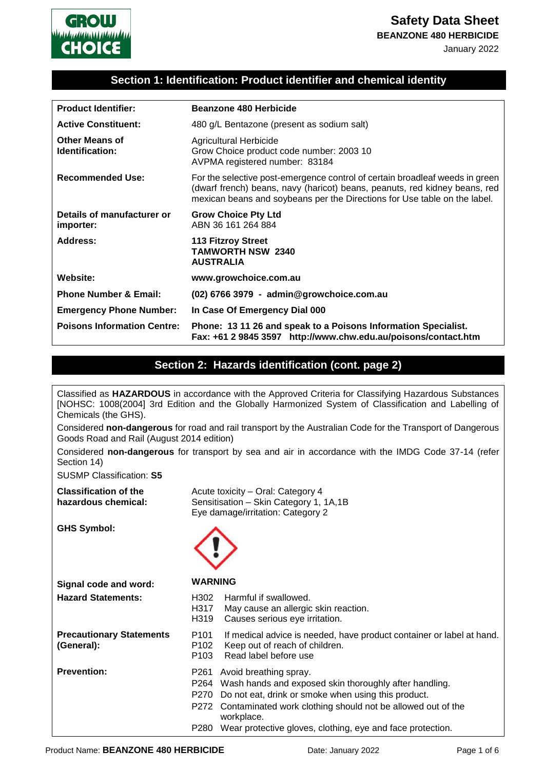# Safety Data Sheet

**BEANZONE 480 HERBICIDE**

January 2022

## Section 1: Identification: Product identifier and chemical identity

| | |
|---|---|
| **Product Identifier:** | **Beanzone 480 Herbicide** |
| **Active Constituent:** | 480 g/L Bentazone (present as sodium salt) |
| **Other Means of Identification:** | Agricultural Herbicide<br>Grow Choice product code number: 2003 10<br>AVPMA registered number: 83184 |
| **Recommended Use:** | For the selective post-emergence control of certain broadleaf weeds in green (dwarf french) beans, navy (haricot) beans, peanuts, red kidney beans, red mexican beans and soybeans per the Directions for Use table on the label. |
| **Details of manufacturer or importer:** | **Grow Choice Pty Ltd**<br>ABN 36 161 264 884 |
| **Address:** | **113 Fitzroy Street<br>TAMWORTH NSW 2340<br>AUSTRALIA** |
| **Website:** | **www.growchoice.com.au** |
| **Phone Number & Email:** | **(02) 6766 3979 - admin@growchoice.com.au** |
| **Emergency Phone Number:** | **In Case Of Emergency Dial 000** |
| **Poisons Information Centre:** | **Phone: 13 11 26 and speak to a Poisons Information Specialist.<br>Fax: +61 2 9845 3597 http://www.chw.edu.au/poisons/contact.htm** |

## Section 2: Hazards identification (cont. page 2)

Classified as **HAZARDOUS** in accordance with the Approved Criteria for Classifying Hazardous Substances [NOHSC: 1008(2004] 3rd Edition and the Globally Harmonized System of Classification and Labelling of Chemicals (the GHS).

Considered **non-dangerous** for road and rail transport by the Australian Code for the Transport of Dangerous Goods Road and Rail (August 2014 edition)

Considered **non-dangerous** for transport by sea and air in accordance with the IMDG Code 37-14 (refer Section 14)

SUSMP Classification: **S5**

| | |
|---|---|
| **Classification of the hazardous chemical:** | Acute toxicity – Oral: Category 4<br>Sensitisation – Skin Category 1, 1A,1B<br>Eye damage/irritation: Category 2 |
| **GHS Symbol:** | |
| **Signal code and word:** | **WARNING** |
| **Hazard Statements:** | H302 Harmful if swallowed.<br>H317 May cause an allergic skin reaction.<br>H319 Causes serious eye irritation. |
| **Precautionary Statements (General):** | P101 If medical advice is needed, have product container or label at hand.<br>P102 Keep out of reach of children.<br>P103 Read label before use |
| **Prevention:** | P261 Avoid breathing spray.<br>P264 Wash hands and exposed skin thoroughly after handling.<br>P270 Do not eat, drink or smoke when using this product.<br>P272 Contaminated work clothing should not be allowed out of the workplace.<br>P280 Wear protective gloves, clothing, eye and face protection. |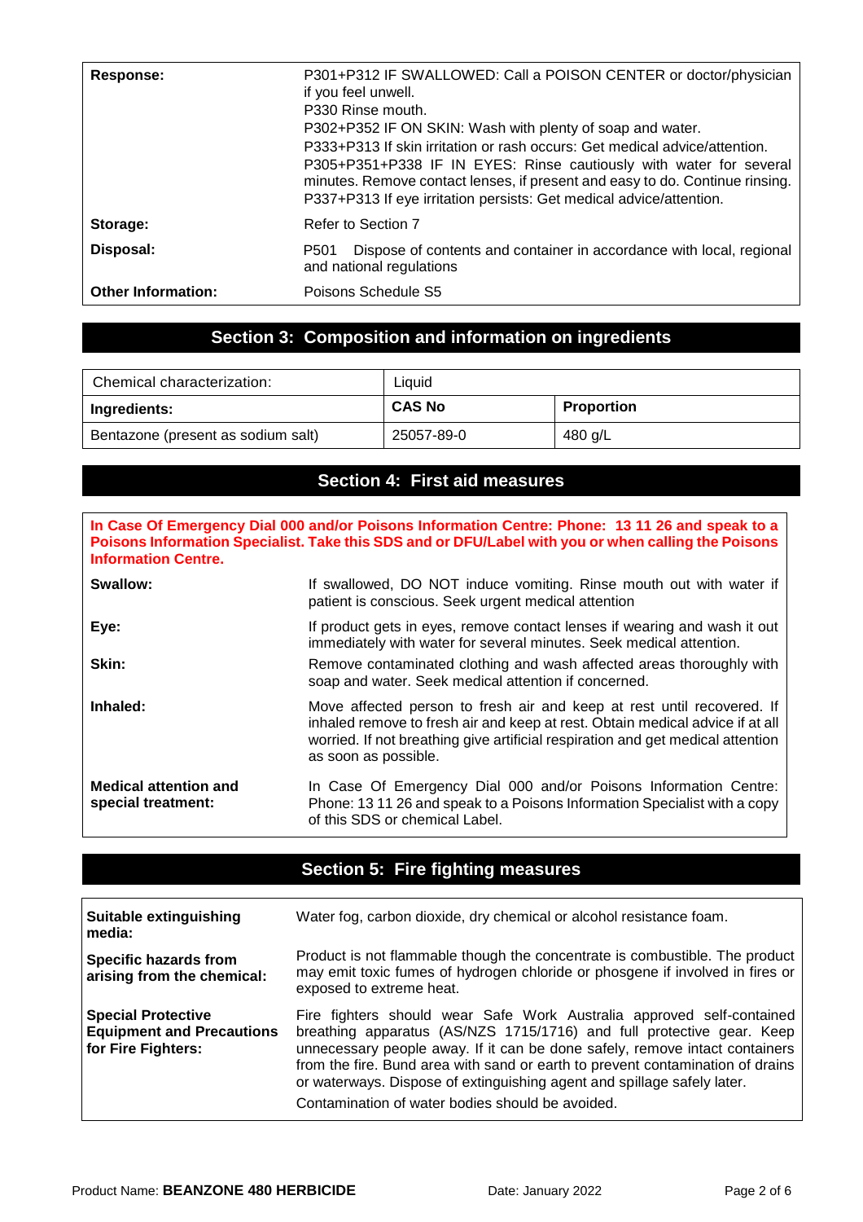| | |
|---|---|
| **Response:** | P301+P312 IF SWALLOWED: Call a POISON CENTER or doctor/physician if you feel unwell.<br>P330 Rinse mouth.<br>P302+P352 IF ON SKIN: Wash with plenty of soap and water.<br>P333+P313 If skin irritation or rash occurs: Get medical advice/attention.<br>P305+P351+P338 IF IN EYES: Rinse cautiously with water for several minutes. Remove contact lenses, if present and easy to do. Continue rinsing.<br>P337+P313 If eye irritation persists: Get medical advice/attention. |
| **Storage:** | Refer to Section 7 |
| **Disposal:** | P501 Dispose of contents and container in accordance with local, regional and national regulations |
| **Other Information:** | Poisons Schedule S5 |

## Section 3: Composition and information on ingredients

| Chemical characterization: | Liquid | |
|---|---|---|
| **Ingredients:** | **CAS No** | **Proportion** |
| Bentazone (present as sodium salt) | 25057-89-0 | 480 g/L |

## Section 4: First aid measures

**In Case Of Emergency Dial 000 and/or Poisons Information Centre: Phone: 13 11 26 and speak to a Poisons Information Specialist. Take this SDS and or DFU/Label with you or when calling the Poisons Information Centre.**

| | |
|---|---|
| **Swallow:** | If swallowed, DO NOT induce vomiting. Rinse mouth out with water if patient is conscious. Seek urgent medical attention |
| **Eye:** | If product gets in eyes, remove contact lenses if wearing and wash it out immediately with water for several minutes. Seek medical attention. |
| **Skin:** | Remove contaminated clothing and wash affected areas thoroughly with soap and water. Seek medical attention if concerned. |
| **Inhaled:** | Move affected person to fresh air and keep at rest until recovered. If inhaled remove to fresh air and keep at rest. Obtain medical advice if at all worried. If not breathing give artificial respiration and get medical attention as soon as possible. |
| **Medical attention and special treatment:** | In Case Of Emergency Dial 000 and/or Poisons Information Centre: Phone: 13 11 26 and speak to a Poisons Information Specialist with a copy of this SDS or chemical Label. |

## Section 5: Fire fighting measures

| | |
|---|---|
| **Suitable extinguishing media:** | Water fog, carbon dioxide, dry chemical or alcohol resistance foam. |
| **Specific hazards from arising from the chemical:** | Product is not flammable though the concentrate is combustible. The product may emit toxic fumes of hydrogen chloride or phosgene if involved in fires or exposed to extreme heat. |
| **Special Protective Equipment and Precautions for Fire Fighters:** | Fire fighters should wear Safe Work Australia approved self-contained breathing apparatus (AS/NZS 1715/1716) and full protective gear. Keep unnecessary people away. If it can be done safely, remove intact containers from the fire. Bund area with sand or earth to prevent contamination of drains or waterways. Dispose of extinguishing agent and spillage safely later.<br>Contamination of water bodies should be avoided. |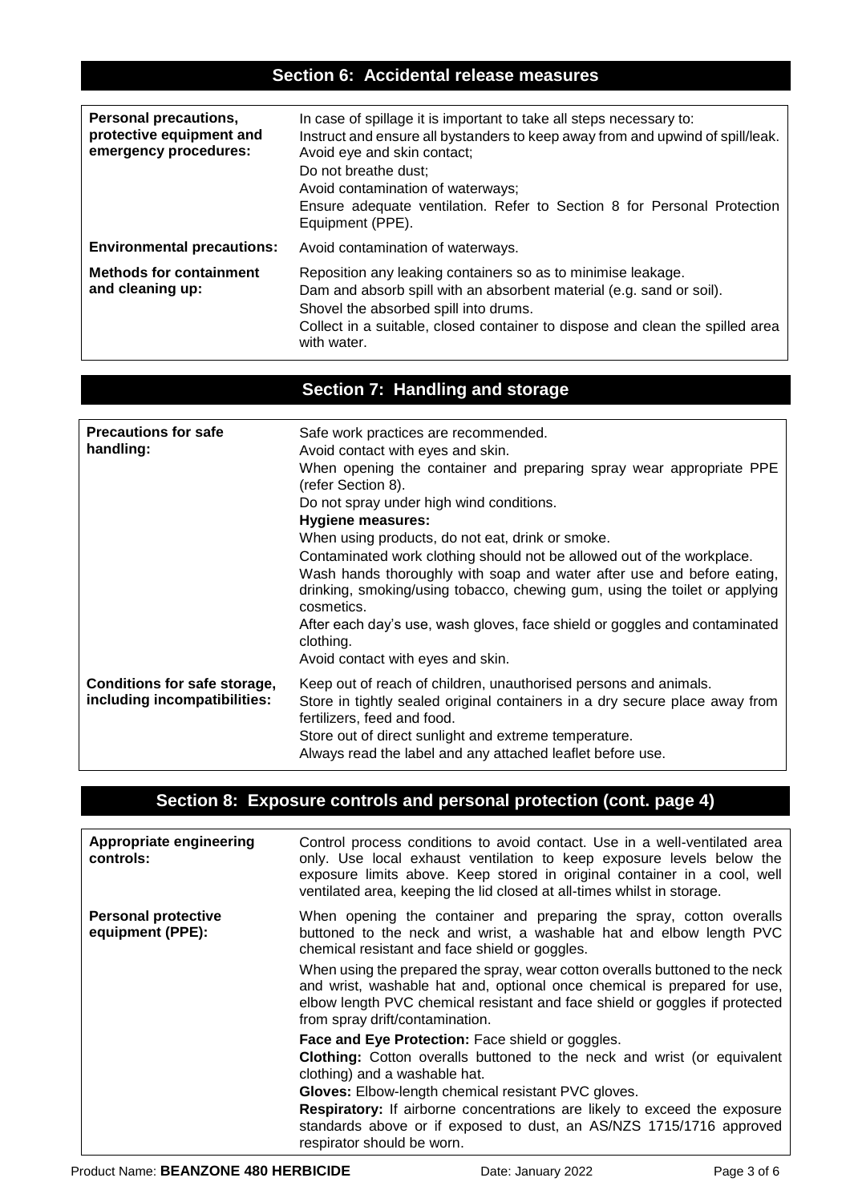## Section 6: Accidental release measures

| | |
|---|---|
| **Personal precautions, protective equipment and emergency procedures:** | In case of spillage it is important to take all steps necessary to:<br>Instruct and ensure all bystanders to keep away from and upwind of spill/leak.<br>Avoid eye and skin contact;<br>Do not breathe dust;<br>Avoid contamination of waterways;<br>Ensure adequate ventilation. Refer to Section 8 for Personal Protection Equipment (PPE). |
| **Environmental precautions:** | Avoid contamination of waterways. |
| **Methods for containment and cleaning up:** | Reposition any leaking containers so as to minimise leakage.<br>Dam and absorb spill with an absorbent material (e.g. sand or soil).<br>Shovel the absorbed spill into drums.<br>Collect in a suitable, closed container to dispose and clean the spilled area with water. |

## Section 7: Handling and storage

| | |
|---|---|
| **Precautions for safe handling:** | Safe work practices are recommended.<br>Avoid contact with eyes and skin.<br>When opening the container and preparing spray wear appropriate PPE (refer Section 8).<br>Do not spray under high wind conditions.<br>**Hygiene measures:**<br>When using products, do not eat, drink or smoke.<br>Contaminated work clothing should not be allowed out of the workplace.<br>Wash hands thoroughly with soap and water after use and before eating, drinking, smoking/using tobacco, chewing gum, using the toilet or applying cosmetics.<br>After each day's use, wash gloves, face shield or goggles and contaminated clothing.<br>Avoid contact with eyes and skin. |
| **Conditions for safe storage, including incompatibilities:** | Keep out of reach of children, unauthorised persons and animals.<br>Store in tightly sealed original containers in a dry secure place away from fertilizers, feed and food.<br>Store out of direct sunlight and extreme temperature.<br>Always read the label and any attached leaflet before use. |

## Section 8: Exposure controls and personal protection (cont. page 4)

| | |
|---|---|
| **Appropriate engineering controls:** | Control process conditions to avoid contact. Use in a well-ventilated area only. Use local exhaust ventilation to keep exposure levels below the exposure limits above. Keep stored in original container in a cool, well ventilated area, keeping the lid closed at all-times whilst in storage. |
| **Personal protective equipment (PPE):** | When opening the container and preparing the spray, cotton overalls buttoned to the neck and wrist, a washable hat and elbow length PVC chemical resistant and face shield or goggles.<br>When using the prepared the spray, wear cotton overalls buttoned to the neck and wrist, washable hat and, optional once chemical is prepared for use, elbow length PVC chemical resistant and face shield or goggles if protected from spray drift/contamination.<br>**Face and Eye Protection:** Face shield or goggles.<br>**Clothing:** Cotton overalls buttoned to the neck and wrist (or equivalent clothing) and a washable hat.<br>**Gloves:** Elbow-length chemical resistant PVC gloves.<br>**Respiratory:** If airborne concentrations are likely to exceed the exposure standards above or if exposed to dust, an AS/NZS 1715/1716 approved respirator should be worn. |

Product Name: **BEANZONE 480 HERBICIDE** Date: January 2022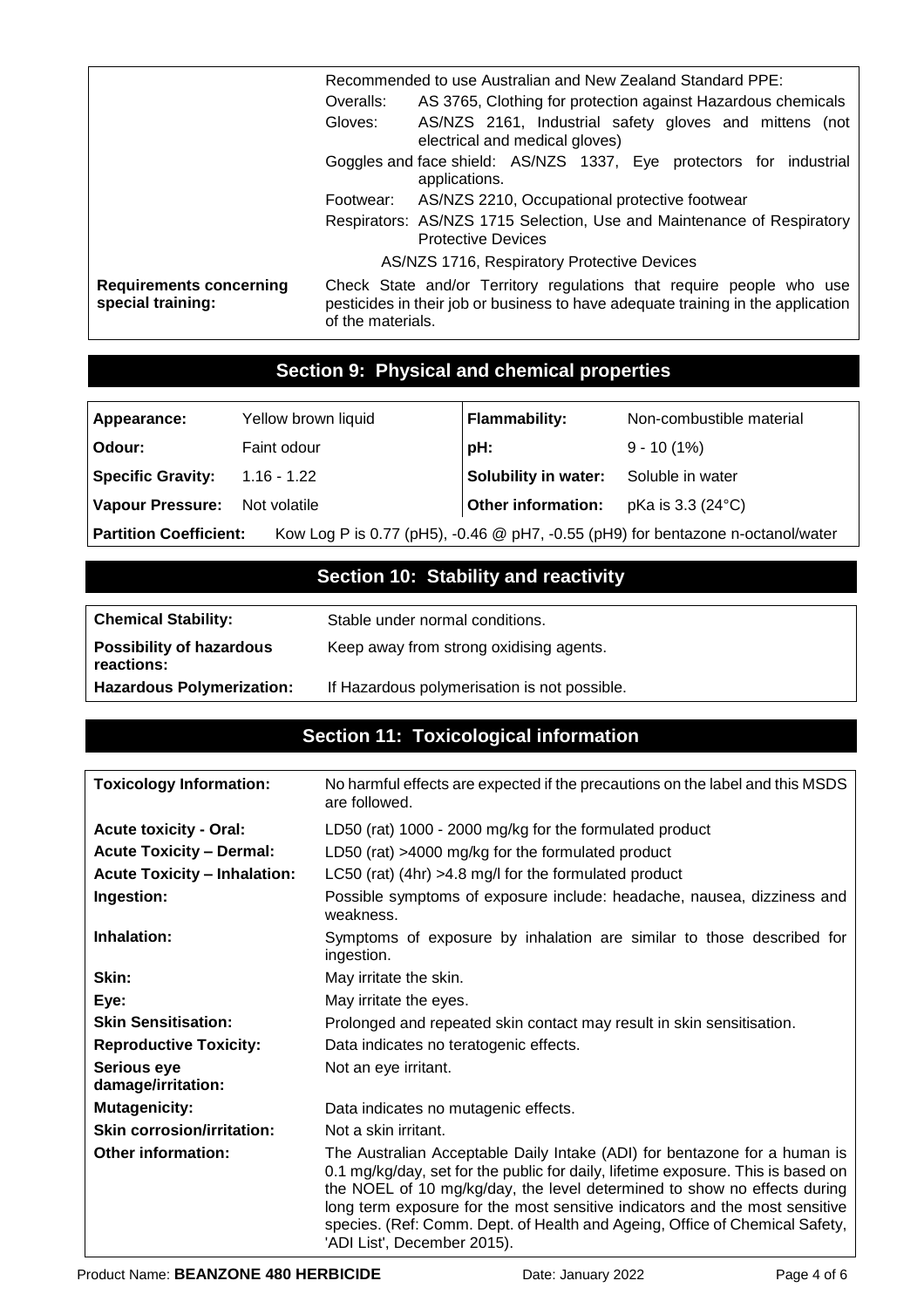| | |
|---|---|
| | Recommended to use Australian and New Zealand Standard PPE:<br>Overalls: AS 3765, Clothing for protection against Hazardous chemicals<br>Gloves: AS/NZS 2161, Industrial safety gloves and mittens (not electrical and medical gloves)<br>Goggles and face shield: AS/NZS 1337, Eye protectors for industrial applications.<br>Footwear: AS/NZS 2210, Occupational protective footwear<br>Respirators: AS/NZS 1715 Selection, Use and Maintenance of Respiratory Protective Devices<br>AS/NZS 1716, Respiratory Protective Devices |
| **Requirements concerning special training:** | Check State and/or Territory regulations that require people who use pesticides in their job or business to have adequate training in the application of the materials. |

## Section 9: Physical and chemical properties

| | | | |
|---|---|---|---|
| **Appearance:** | Yellow brown liquid | **Flammability:** | Non-combustible material |
| **Odour:** | Faint odour | **pH:** | 9 - 10 (1%) |
| **Specific Gravity:** | 1.16 - 1.22 | **Solubility in water:** | Soluble in water |
| **Vapour Pressure:** | Not volatile | **Other information:** | pKa is 3.3 (24°C) |
| **Partition Coefficient:** | Kow Log P is 0.77 (pH5), -0.46 @ pH7, -0.55 (pH9) for bentazone n-octanol/water | | |

## Section 10: Stability and reactivity

| | |
|---|---|
| **Chemical Stability:** | Stable under normal conditions. |
| **Possibility of hazardous reactions:** | Keep away from strong oxidising agents. |
| **Hazardous Polymerization:** | If Hazardous polymerisation is not possible. |

## Section 11: Toxicological information

| | |
|---|---|
| **Toxicology Information:** | No harmful effects are expected if the precautions on the label and this MSDS are followed. |
| **Acute toxicity - Oral:** | LD50 (rat) 1000 - 2000 mg/kg for the formulated product |
| **Acute Toxicity – Dermal:** | LD50 (rat) >4000 mg/kg for the formulated product |
| **Acute Toxicity – Inhalation:** | LC50 (rat) (4hr) >4.8 mg/l for the formulated product |
| **Ingestion:** | Possible symptoms of exposure include: headache, nausea, dizziness and weakness. |
| **Inhalation:** | Symptoms of exposure by inhalation are similar to those described for ingestion. |
| **Skin:** | May irritate the skin. |
| **Eye:** | May irritate the eyes. |
| **Skin Sensitisation:** | Prolonged and repeated skin contact may result in skin sensitisation. |
| **Reproductive Toxicity:** | Data indicates no teratogenic effects. |
| **Serious eye damage/irritation:** | Not an eye irritant. |
| **Mutagenicity:** | Data indicates no mutagenic effects. |
| **Skin corrosion/irritation:** | Not a skin irritant. |
| **Other information:** | The Australian Acceptable Daily Intake (ADI) for bentazone for a human is 0.1 mg/kg/day, set for the public for daily, lifetime exposure. This is based on the NOEL of 10 mg/kg/day, the level determined to show no effects during long term exposure for the most sensitive indicators and the most sensitive species. (Ref: Comm. Dept. of Health and Ageing, Office of Chemical Safety, 'ADI List', December 2015). |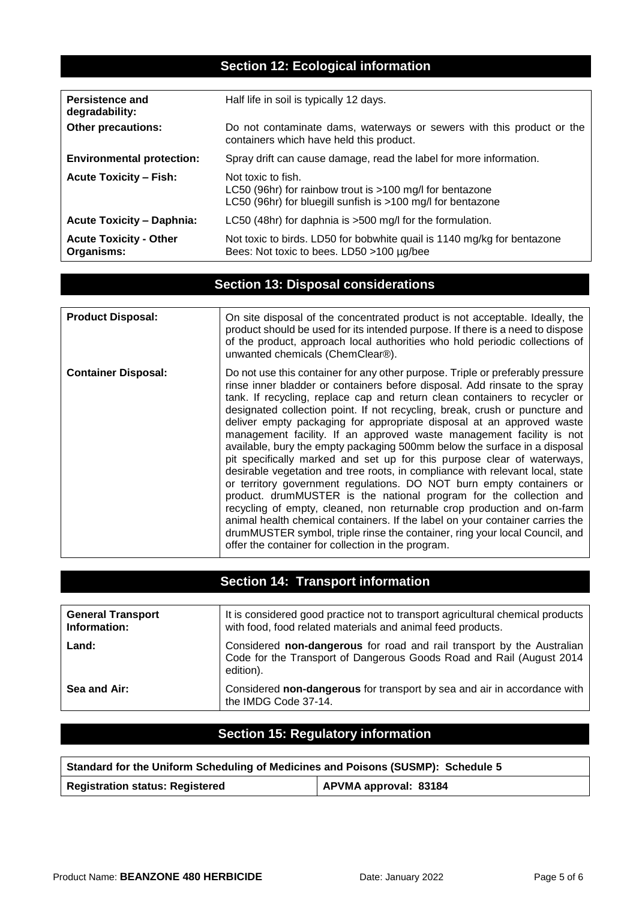## Section 12: Ecological information

| | |
|---|---|
| **Persistence and degradability:** | Half life in soil is typically 12 days. |
| **Other precautions:** | Do not contaminate dams, waterways or sewers with this product or the containers which have held this product. |
| **Environmental protection:** | Spray drift can cause damage, read the label for more information. |
| **Acute Toxicity – Fish:** | Not toxic to fish.<br>LC50 (96hr) for rainbow trout is >100 mg/l for bentazone<br>LC50 (96hr) for bluegill sunfish is >100 mg/l for bentazone |
| **Acute Toxicity – Daphnia:** | LC50 (48hr) for daphnia is >500 mg/l for the formulation. |
| **Acute Toxicity - Other Organisms:** | Not toxic to birds. LD50 for bobwhite quail is 1140 mg/kg for bentazone<br>Bees: Not toxic to bees. LD50 >100 µg/bee |

## Section 13: Disposal considerations

| | |
|---|---|
| **Product Disposal:** | On site disposal of the concentrated product is not acceptable. Ideally, the product should be used for its intended purpose. If there is a need to dispose of the product, approach local authorities who hold periodic collections of unwanted chemicals (ChemClear®). |
| **Container Disposal:** | Do not use this container for any other purpose. Triple or preferably pressure rinse inner bladder or containers before disposal. Add rinsate to the spray tank. If recycling, replace cap and return clean containers to recycler or designated collection point. If not recycling, break, crush or puncture and deliver empty packaging for appropriate disposal at an approved waste management facility. If an approved waste management facility is not available, bury the empty packaging 500mm below the surface in a disposal pit specifically marked and set up for this purpose clear of waterways, desirable vegetation and tree roots, in compliance with relevant local, state or territory government regulations. DO NOT burn empty containers or product. drumMUSTER is the national program for the collection and recycling of empty, cleaned, non returnable crop production and on-farm animal health chemical containers. If the label on your container carries the drumMUSTER symbol, triple rinse the container, ring your local Council, and offer the container for collection in the program. |

## Section 14: Transport information

| | |
|---|---|
| **General Transport Information:** | It is considered good practice not to transport agricultural chemical products with food, food related materials and animal feed products. |
| **Land:** | Considered **non-dangerous** for road and rail transport by the Australian Code for the Transport of Dangerous Goods Road and Rail (August 2014 edition). |
| **Sea and Air:** | Considered **non-dangerous** for transport by sea and air in accordance with the IMDG Code 37-14. |

## Section 15: Regulatory information

| **Standard for the Uniform Scheduling of Medicines and Poisons (SUSMP): Schedule 5** | |
|---|---|
| **Registration status: Registered** | **APVMA approval: 83184** |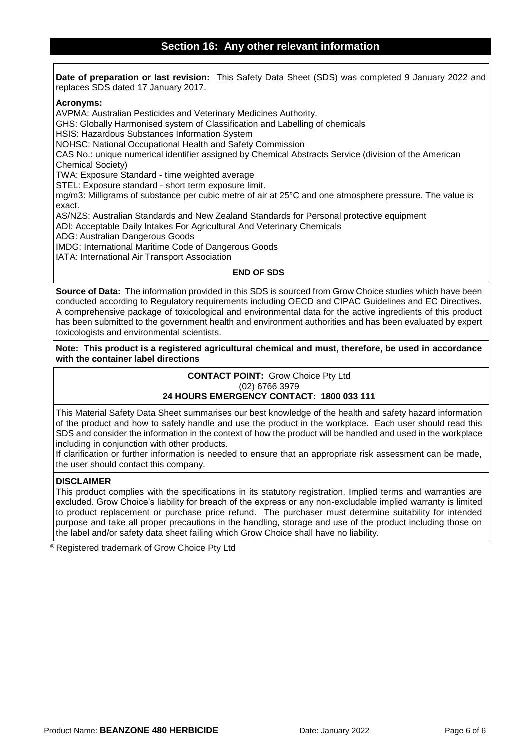## Section 16: Any other relevant information

**Date of preparation or last revision:** This Safety Data Sheet (SDS) was completed 9 January 2022 and replaces SDS dated 17 January 2017.

**Acronyms:**

AVPMA: Australian Pesticides and Veterinary Medicines Authority.
GHS: Globally Harmonised system of Classification and Labelling of chemicals
HSIS: Hazardous Substances Information System
NOHSC: National Occupational Health and Safety Commission
CAS No.: unique numerical identifier assigned by Chemical Abstracts Service (division of the American Chemical Society)
TWA: Exposure Standard - time weighted average
STEL: Exposure standard - short term exposure limit.
mg/m3: Milligrams of substance per cubic metre of air at 25°C and one atmosphere pressure. The value is exact.
AS/NZS: Australian Standards and New Zealand Standards for Personal protective equipment
ADI: Acceptable Daily Intakes For Agricultural And Veterinary Chemicals
ADG: Australian Dangerous Goods
IMDG: International Maritime Code of Dangerous Goods
IATA: International Air Transport Association

**END OF SDS**

**Source of Data:** The information provided in this SDS is sourced from Grow Choice studies which have been conducted according to Regulatory requirements including OECD and CIPAC Guidelines and EC Directives. A comprehensive package of toxicological and environmental data for the active ingredients of this product has been submitted to the government health and environment authorities and has been evaluated by expert toxicologists and environmental scientists.

**Note: This product is a registered agricultural chemical and must, therefore, be used in accordance with the container label directions**

**CONTACT POINT:** Grow Choice Pty Ltd
(02) 6766 3979
**24 HOURS EMERGENCY CONTACT: 1800 033 111**

This Material Safety Data Sheet summarises our best knowledge of the health and safety hazard information of the product and how to safely handle and use the product in the workplace. Each user should read this SDS and consider the information in the context of how the product will be handled and used in the workplace including in conjunction with other products.
If clarification or further information is needed to ensure that an appropriate risk assessment can be made, the user should contact this company.

**DISCLAIMER**

This product complies with the specifications in its statutory registration. Implied terms and warranties are excluded. Grow Choice's liability for breach of the express or any non-excludable implied warranty is limited to product replacement or purchase price refund. The purchaser must determine suitability for intended purpose and take all proper precautions in the handling, storage and use of the product including those on the label and/or safety data sheet failing which Grow Choice shall have no liability.

® Registered trademark of Grow Choice Pty Ltd